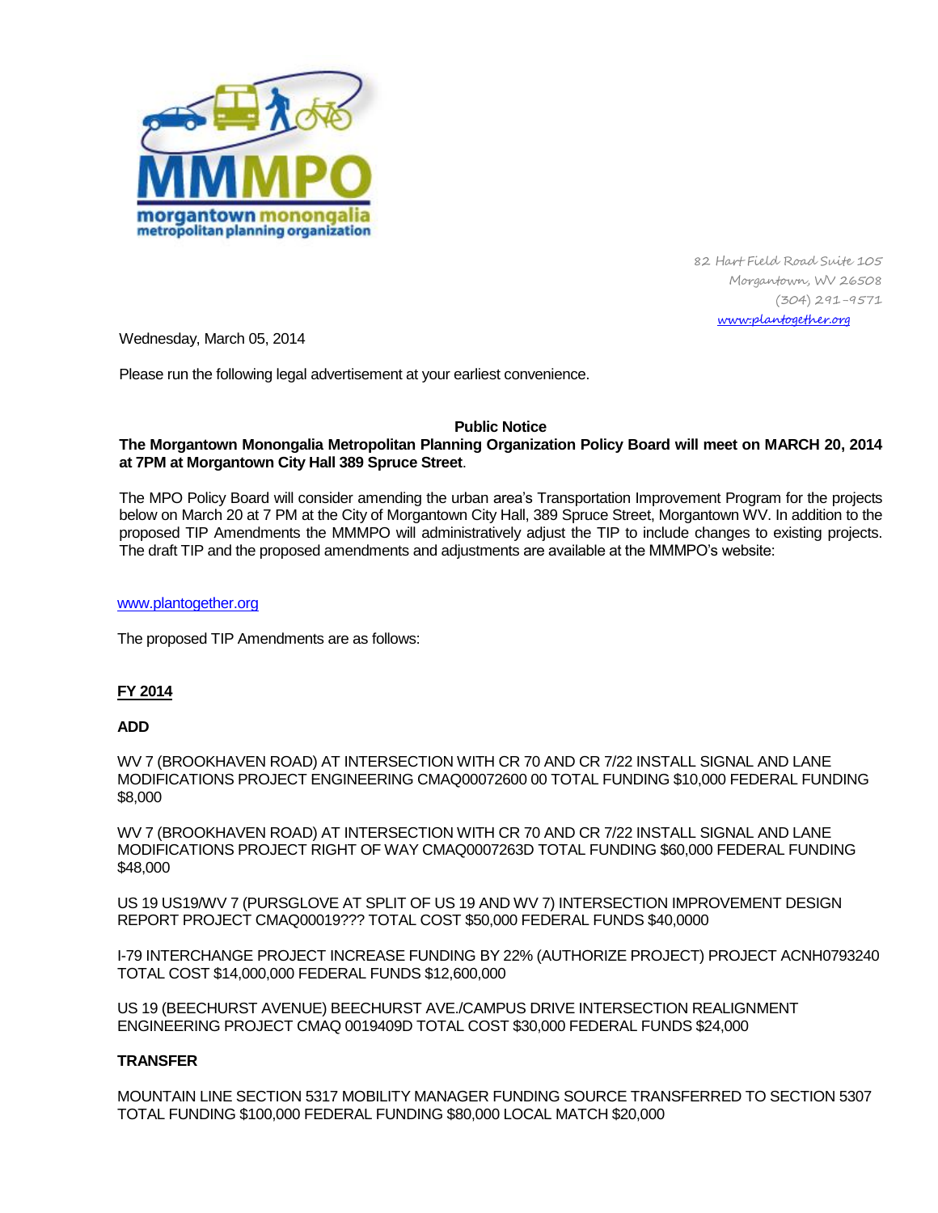morgantown monongalia metropolitan planning organization

82 Hart Field Road Suite 105
Morgantown, WV 26508
(304) 291-9571
www.plantogether.org

Wednesday, March 05, 2014

Please run the following legal advertisement at your earliest convenience.

**Public Notice**

**The Morgantown Monongalia Metropolitan Planning Organization Policy Board will meet on MARCH 20, 2014 at 7PM at Morgantown City Hall 389 Spruce Street**.

The MPO Policy Board will consider amending the urban area's Transportation Improvement Program for the projects below on March 20 at 7 PM at the City of Morgantown City Hall, 389 Spruce Street, Morgantown WV. In addition to the proposed TIP Amendments the MMMPO will administratively adjust the TIP to include changes to existing projects. The draft TIP and the proposed amendments and adjustments are available at the MMMPO's website:

www.plantogether.org

The proposed TIP Amendments are as follows:

**FY 2014**

**ADD**

WV 7 (BROOKHAVEN ROAD) AT INTERSECTION WITH CR 70 AND CR 7/22 INSTALL SIGNAL AND LANE MODIFICATIONS PROJECT ENGINEERING CMAQ00072600 00 TOTAL FUNDING $10,000 FEDERAL FUNDING $8,000

WV 7 (BROOKHAVEN ROAD) AT INTERSECTION WITH CR 70 AND CR 7/22 INSTALL SIGNAL AND LANE MODIFICATIONS PROJECT RIGHT OF WAY CMAQ0007263D TOTAL FUNDING $60,000 FEDERAL FUNDING $48,000

US 19 US19/WV 7 (PURSGLOVE AT SPLIT OF US 19 AND WV 7) INTERSECTION IMPROVEMENT DESIGN REPORT PROJECT CMAQ00019??? TOTAL COST $50,000 FEDERAL FUNDS $40,0000

I-79 INTERCHANGE PROJECT INCREASE FUNDING BY 22% (AUTHORIZE PROJECT) PROJECT ACNH0793240 TOTAL COST $14,000,000 FEDERAL FUNDS $12,600,000

US 19 (BEECHURST AVENUE) BEECHURST AVE./CAMPUS DRIVE INTERSECTION REALIGNMENT ENGINEERING PROJECT CMAQ 0019409D TOTAL COST $30,000 FEDERAL FUNDS $24,000

**TRANSFER**

MOUNTAIN LINE SECTION 5317 MOBILITY MANAGER FUNDING SOURCE TRANSFERRED TO SECTION 5307 TOTAL FUNDING $100,000 FEDERAL FUNDING $80,000 LOCAL MATCH $20,000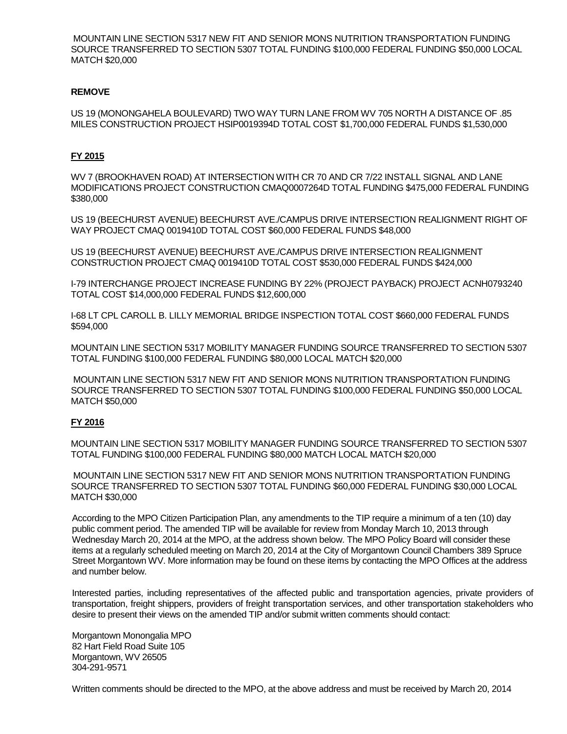MOUNTAIN LINE SECTION 5317 NEW FIT AND SENIOR MONS NUTRITION TRANSPORTATION FUNDING SOURCE TRANSFERRED TO SECTION 5307 TOTAL FUNDING $100,000 FEDERAL FUNDING $50,000 LOCAL MATCH $20,000

**REMOVE**

US 19 (MONONGAHELA BOULEVARD) TWO WAY TURN LANE FROM WV 705 NORTH A DISTANCE OF .85 MILES CONSTRUCTION PROJECT HSIP0019394D TOTAL COST $1,700,000 FEDERAL FUNDS $1,530,000

**FY 2015**

WV 7 (BROOKHAVEN ROAD) AT INTERSECTION WITH CR 70 AND CR 7/22 INSTALL SIGNAL AND LANE MODIFICATIONS PROJECT CONSTRUCTION CMAQ0007264D TOTAL FUNDING $475,000 FEDERAL FUNDING $380,000

US 19 (BEECHURST AVENUE) BEECHURST AVE./CAMPUS DRIVE INTERSECTION REALIGNMENT RIGHT OF WAY PROJECT CMAQ 0019410D TOTAL COST $60,000 FEDERAL FUNDS $48,000

US 19 (BEECHURST AVENUE) BEECHURST AVE./CAMPUS DRIVE INTERSECTION REALIGNMENT CONSTRUCTION PROJECT CMAQ 0019410D TOTAL COST $530,000 FEDERAL FUNDS $424,000

I-79 INTERCHANGE PROJECT INCREASE FUNDING BY 22% (PROJECT PAYBACK) PROJECT ACNH0793240 TOTAL COST $14,000,000 FEDERAL FUNDS $12,600,000

I-68 LT CPL CAROLL B. LILLY MEMORIAL BRIDGE INSPECTION TOTAL COST $660,000 FEDERAL FUNDS $594,000

MOUNTAIN LINE SECTION 5317 MOBILITY MANAGER FUNDING SOURCE TRANSFERRED TO SECTION 5307 TOTAL FUNDING $100,000 FEDERAL FUNDING $80,000 LOCAL MATCH $20,000

MOUNTAIN LINE SECTION 5317 NEW FIT AND SENIOR MONS NUTRITION TRANSPORTATION FUNDING SOURCE TRANSFERRED TO SECTION 5307 TOTAL FUNDING $100,000 FEDERAL FUNDING $50,000 LOCAL MATCH $50,000

**FY 2016**

MOUNTAIN LINE SECTION 5317 MOBILITY MANAGER FUNDING SOURCE TRANSFERRED TO SECTION 5307 TOTAL FUNDING $100,000 FEDERAL FUNDING $80,000 MATCH LOCAL MATCH $20,000

MOUNTAIN LINE SECTION 5317 NEW FIT AND SENIOR MONS NUTRITION TRANSPORTATION FUNDING SOURCE TRANSFERRED TO SECTION 5307 TOTAL FUNDING $60,000 FEDERAL FUNDING $30,000 LOCAL MATCH $30,000

According to the MPO Citizen Participation Plan, any amendments to the TIP require a minimum of a ten (10) day public comment period. The amended TIP will be available for review from Monday March 10, 2013 through Wednesday March 20, 2014 at the MPO, at the address shown below. The MPO Policy Board will consider these items at a regularly scheduled meeting on March 20, 2014 at the City of Morgantown Council Chambers 389 Spruce Street Morgantown WV. More information may be found on these items by contacting the MPO Offices at the address and number below.

Interested parties, including representatives of the affected public and transportation agencies, private providers of transportation, freight shippers, providers of freight transportation services, and other transportation stakeholders who desire to present their views on the amended TIP and/or submit written comments should contact:

Morgantown Monongalia MPO
82 Hart Field Road Suite 105
Morgantown, WV 26505
304-291-9571

Written comments should be directed to the MPO, at the above address and must be received by March 20, 2014